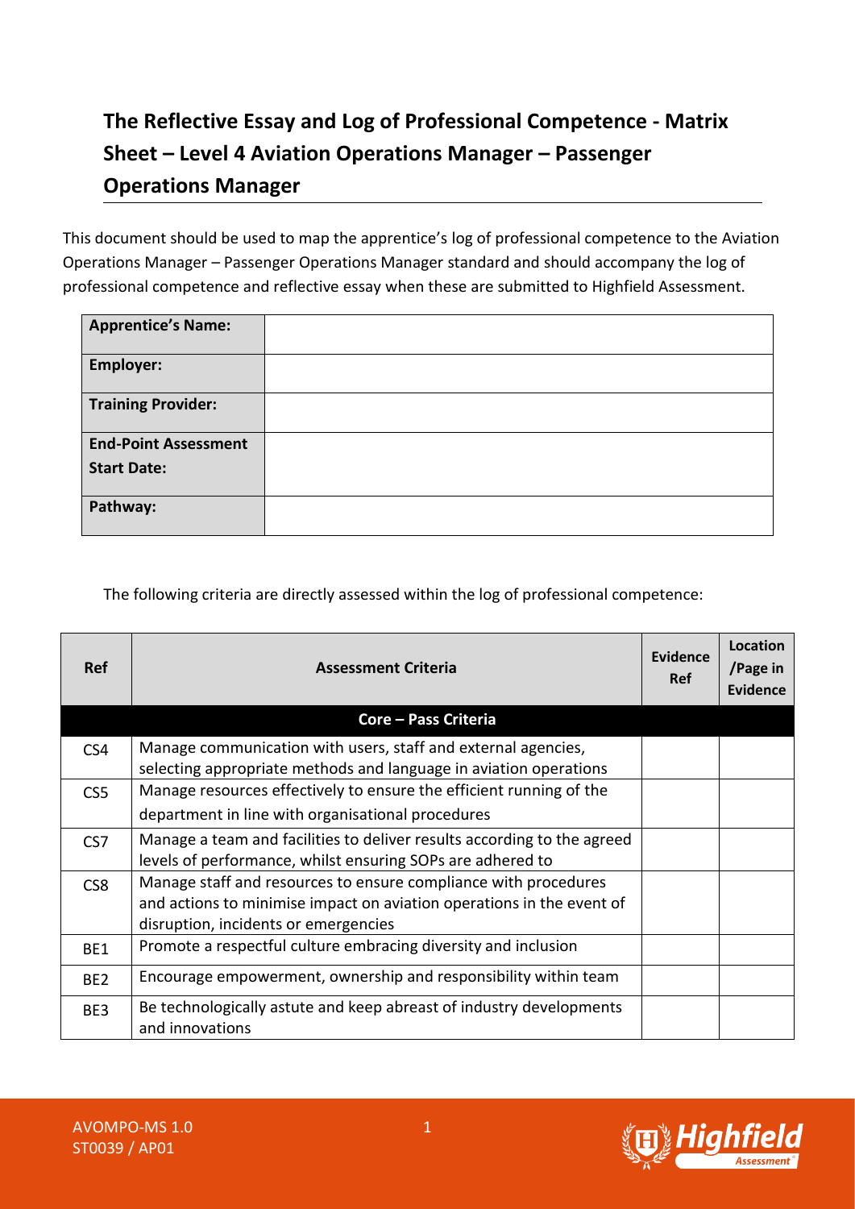# The Reflective Essay and Log of Professional Competence - Matrix Sheet – Level 4 Aviation Operations Manager – Passenger Operations Manager

This document should be used to map the apprentice's log of professional competence to the Aviation Operations Manager – Passenger Operations Manager standard and should accompany the log of professional competence and reflective essay when these are submitted to Highfield Assessment.

| | |
|---|---|
| **Apprentice's Name:** | |
| **Employer:** | |
| **Training Provider:** | |
| **End-Point Assessment Start Date:** | |
| **Pathway:** | |

The following criteria are directly assessed within the log of professional competence:

| Ref | Assessment Criteria | Evidence Ref | Location /Page in Evidence |
|---|---|---|---|
| | **Core – Pass Criteria** | | |
| CS4 | Manage communication with users, staff and external agencies, selecting appropriate methods and language in aviation operations | | |
| CS5 | Manage resources effectively to ensure the efficient running of the department in line with organisational procedures | | |
| CS7 | Manage a team and facilities to deliver results according to the agreed levels of performance, whilst ensuring SOPs are adhered to | | |
| CS8 | Manage staff and resources to ensure compliance with procedures and actions to minimise impact on aviation operations in the event of disruption, incidents or emergencies | | |
| BE1 | Promote a respectful culture embracing diversity and inclusion | | |
| BE2 | Encourage empowerment, ownership and responsibility within team | | |
| BE3 | Be technologically astute and keep abreast of industry developments and innovations | | |

AVOMPO-MS 1.0
ST0039 / AP01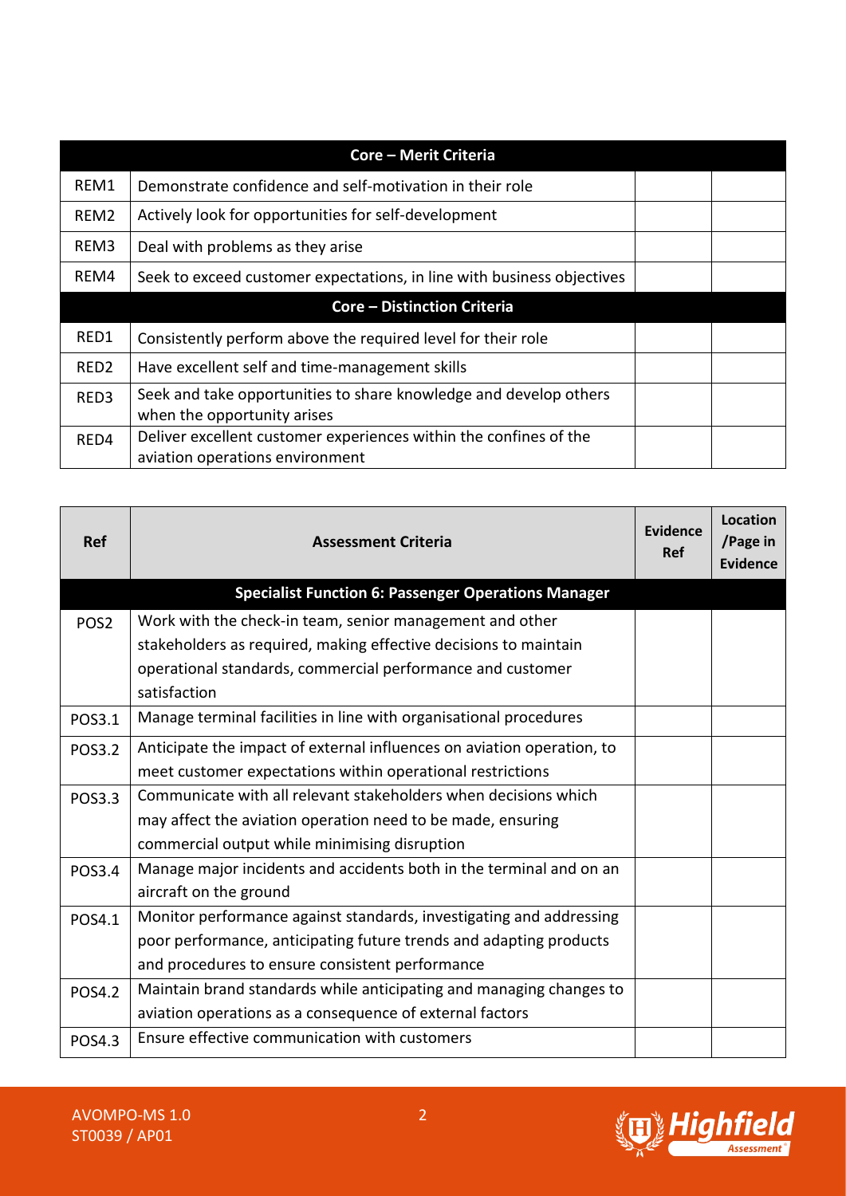| | Core – Merit Criteria | | |
|---|---|---|---|
| REM1 | Demonstrate confidence and self-motivation in their role | | |
| REM2 | Actively look for opportunities for self-development | | |
| REM3 | Deal with problems as they arise | | |
| REM4 | Seek to exceed customer expectations, in line with business objectives | | |
| | **Core – Distinction Criteria** | | |
| RED1 | Consistently perform above the required level for their role | | |
| RED2 | Have excellent self and time-management skills | | |
| RED3 | Seek and take opportunities to share knowledge and develop others when the opportunity arises | | |
| RED4 | Deliver excellent customer experiences within the confines of the aviation operations environment | | |

| Ref | Assessment Criteria | Evidence Ref | Location /Page in Evidence |
|---|---|---|---|
| | **Specialist Function 6: Passenger Operations Manager** | | |
| POS2 | Work with the check-in team, senior management and other stakeholders as required, making effective decisions to maintain operational standards, commercial performance and customer satisfaction | | |
| POS3.1 | Manage terminal facilities in line with organisational procedures | | |
| POS3.2 | Anticipate the impact of external influences on aviation operation, to meet customer expectations within operational restrictions | | |
| POS3.3 | Communicate with all relevant stakeholders when decisions which may affect the aviation operation need to be made, ensuring commercial output while minimising disruption | | |
| POS3.4 | Manage major incidents and accidents both in the terminal and on an aircraft on the ground | | |
| POS4.1 | Monitor performance against standards, investigating and addressing poor performance, anticipating future trends and adapting products and procedures to ensure consistent performance | | |
| POS4.2 | Maintain brand standards while anticipating and managing changes to aviation operations as a consequence of external factors | | |
| POS4.3 | Ensure effective communication with customers | | |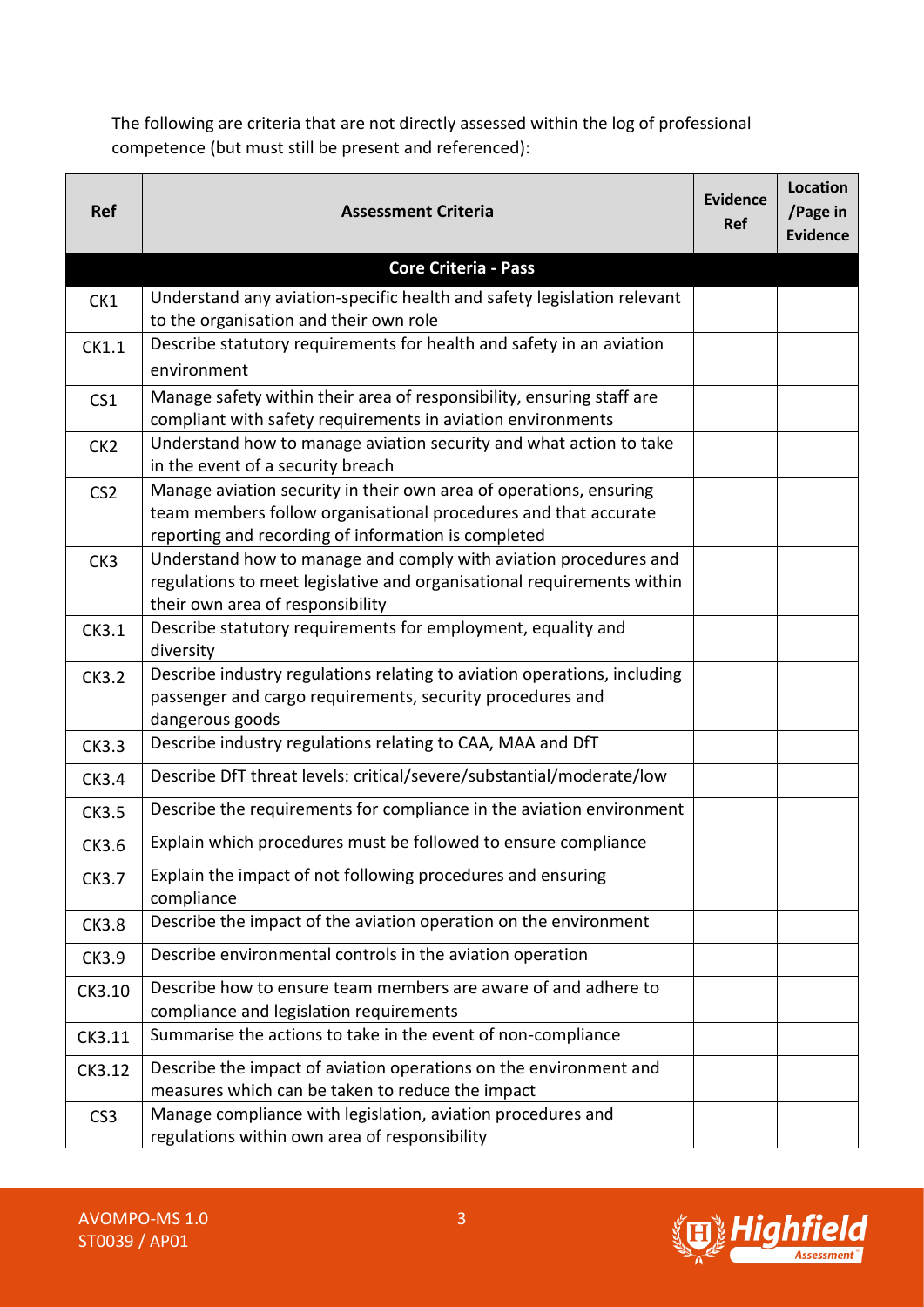The following are criteria that are not directly assessed within the log of professional competence (but must still be present and referenced):

| Ref | Assessment Criteria | Evidence Ref | Location /Page in Evidence |
|---|---|---|---|
| | **Core Criteria - Pass** | | |
| CK1 | Understand any aviation-specific health and safety legislation relevant to the organisation and their own role | | |
| CK1.1 | Describe statutory requirements for health and safety in an aviation environment | | |
| CS1 | Manage safety within their area of responsibility, ensuring staff are compliant with safety requirements in aviation environments | | |
| CK2 | Understand how to manage aviation security and what action to take in the event of a security breach | | |
| CS2 | Manage aviation security in their own area of operations, ensuring team members follow organisational procedures and that accurate reporting and recording of information is completed | | |
| CK3 | Understand how to manage and comply with aviation procedures and regulations to meet legislative and organisational requirements within their own area of responsibility | | |
| CK3.1 | Describe statutory requirements for employment, equality and diversity | | |
| CK3.2 | Describe industry regulations relating to aviation operations, including passenger and cargo requirements, security procedures and dangerous goods | | |
| CK3.3 | Describe industry regulations relating to CAA, MAA and DfT | | |
| CK3.4 | Describe DfT threat levels: critical/severe/substantial/moderate/low | | |
| CK3.5 | Describe the requirements for compliance in the aviation environment | | |
| CK3.6 | Explain which procedures must be followed to ensure compliance | | |
| CK3.7 | Explain the impact of not following procedures and ensuring compliance | | |
| CK3.8 | Describe the impact of the aviation operation on the environment | | |
| CK3.9 | Describe environmental controls in the aviation operation | | |
| CK3.10 | Describe how to ensure team members are aware of and adhere to compliance and legislation requirements | | |
| CK3.11 | Summarise the actions to take in the event of non-compliance | | |
| CK3.12 | Describe the impact of aviation operations on the environment and measures which can be taken to reduce the impact | | |
| CS3 | Manage compliance with legislation, aviation procedures and regulations within own area of responsibility | | |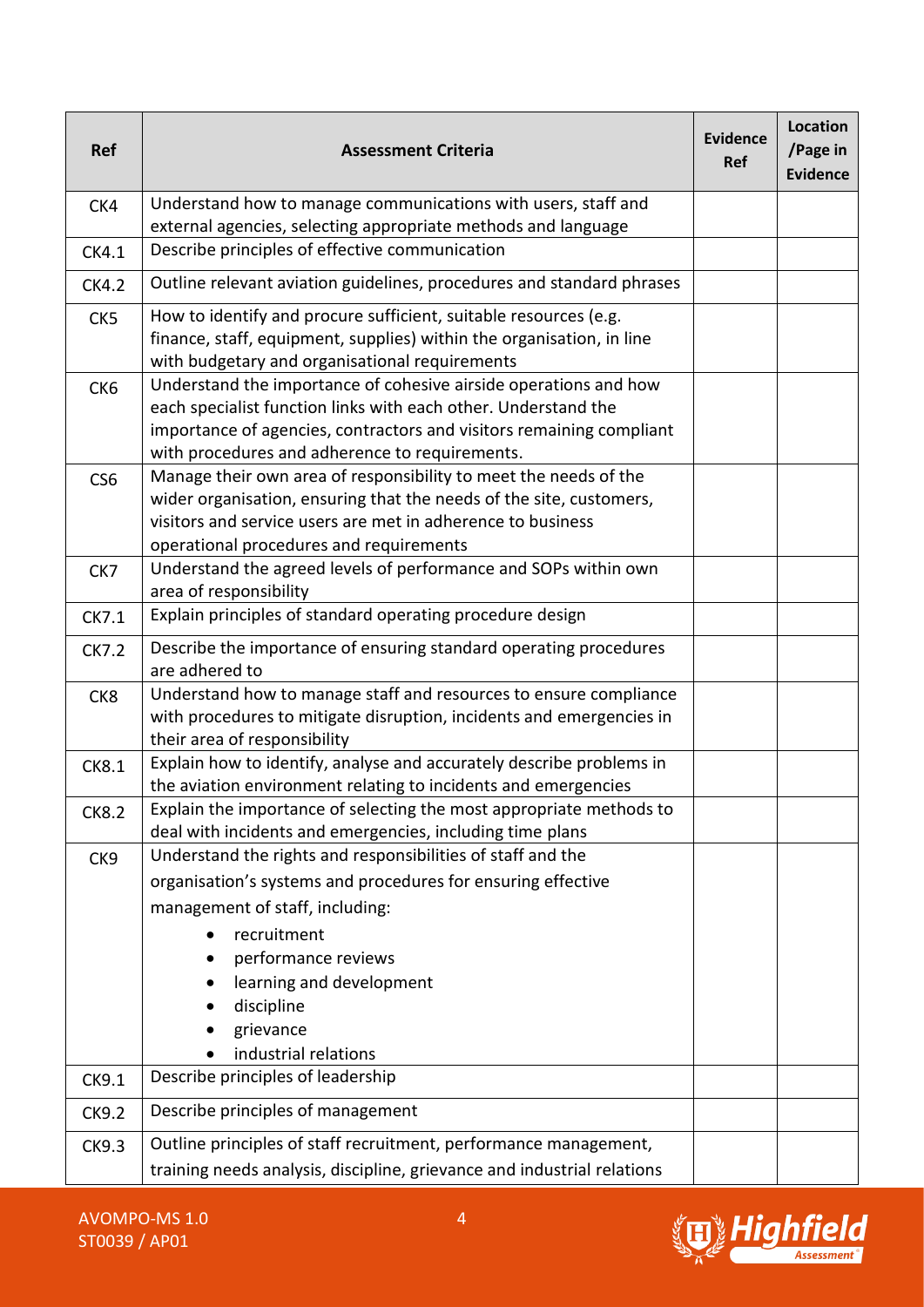| Ref | Assessment Criteria | Evidence Ref | Location /Page in Evidence |
|---|---|---|---|
| CK4 | Understand how to manage communications with users, staff and external agencies, selecting appropriate methods and language | | |
| CK4.1 | Describe principles of effective communication | | |
| CK4.2 | Outline relevant aviation guidelines, procedures and standard phrases | | |
| CK5 | How to identify and procure sufficient, suitable resources (e.g. finance, staff, equipment, supplies) within the organisation, in line with budgetary and organisational requirements | | |
| CK6 | Understand the importance of cohesive airside operations and how each specialist function links with each other. Understand the importance of agencies, contractors and visitors remaining compliant with procedures and adherence to requirements. | | |
| CS6 | Manage their own area of responsibility to meet the needs of the wider organisation, ensuring that the needs of the site, customers, visitors and service users are met in adherence to business operational procedures and requirements | | |
| CK7 | Understand the agreed levels of performance and SOPs within own area of responsibility | | |
| CK7.1 | Explain principles of standard operating procedure design | | |
| CK7.2 | Describe the importance of ensuring standard operating procedures are adhered to | | |
| CK8 | Understand how to manage staff and resources to ensure compliance with procedures to mitigate disruption, incidents and emergencies in their area of responsibility | | |
| CK8.1 | Explain how to identify, analyse and accurately describe problems in the aviation environment relating to incidents and emergencies | | |
| CK8.2 | Explain the importance of selecting the most appropriate methods to deal with incidents and emergencies, including time plans | | |
| CK9 | Understand the rights and responsibilities of staff and the organisation's systems and procedures for ensuring effective management of staff, including: <br>• recruitment <br>• performance reviews <br>• learning and development <br>• discipline <br>• grievance <br>• industrial relations | | |
| CK9.1 | Describe principles of leadership | | |
| CK9.2 | Describe principles of management | | |
| CK9.3 | Outline principles of staff recruitment, performance management, training needs analysis, discipline, grievance and industrial relations | | |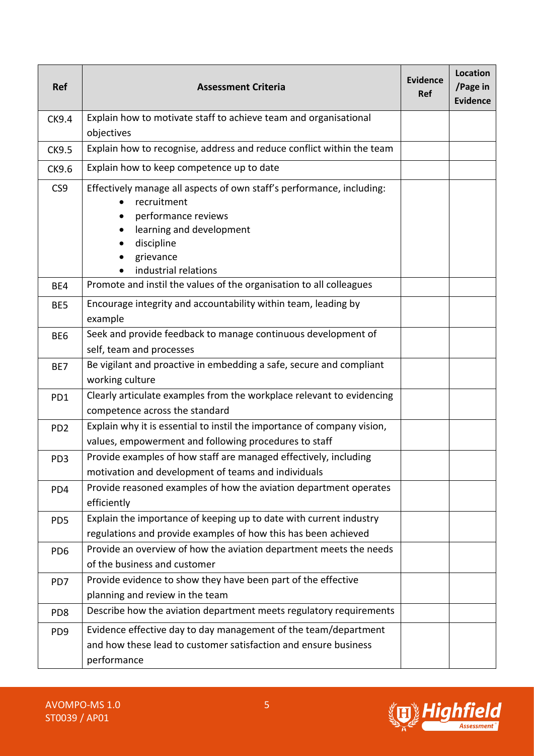| Ref | Assessment Criteria | Evidence Ref | Location /Page in Evidence |
|---|---|---|---|
| CK9.4 | Explain how to motivate staff to achieve team and organisational objectives | | |
| CK9.5 | Explain how to recognise, address and reduce conflict within the team | | |
| CK9.6 | Explain how to keep competence up to date | | |
| CS9 | Effectively manage all aspects of own staff's performance, including: <br>• recruitment <br>• performance reviews <br>• learning and development <br>• discipline <br>• grievance <br>• industrial relations | | |
| BE4 | Promote and instil the values of the organisation to all colleagues | | |
| BE5 | Encourage integrity and accountability within team, leading by example | | |
| BE6 | Seek and provide feedback to manage continuous development of self, team and processes | | |
| BE7 | Be vigilant and proactive in embedding a safe, secure and compliant working culture | | |
| PD1 | Clearly articulate examples from the workplace relevant to evidencing competence across the standard | | |
| PD2 | Explain why it is essential to instil the importance of company vision, values, empowerment and following procedures to staff | | |
| PD3 | Provide examples of how staff are managed effectively, including motivation and development of teams and individuals | | |
| PD4 | Provide reasoned examples of how the aviation department operates efficiently | | |
| PD5 | Explain the importance of keeping up to date with current industry regulations and provide examples of how this has been achieved | | |
| PD6 | Provide an overview of how the aviation department meets the needs of the business and customer | | |
| PD7 | Provide evidence to show they have been part of the effective planning and review in the team | | |
| PD8 | Describe how the aviation department meets regulatory requirements | | |
| PD9 | Evidence effective day to day management of the team/department and how these lead to customer satisfaction and ensure business performance | | |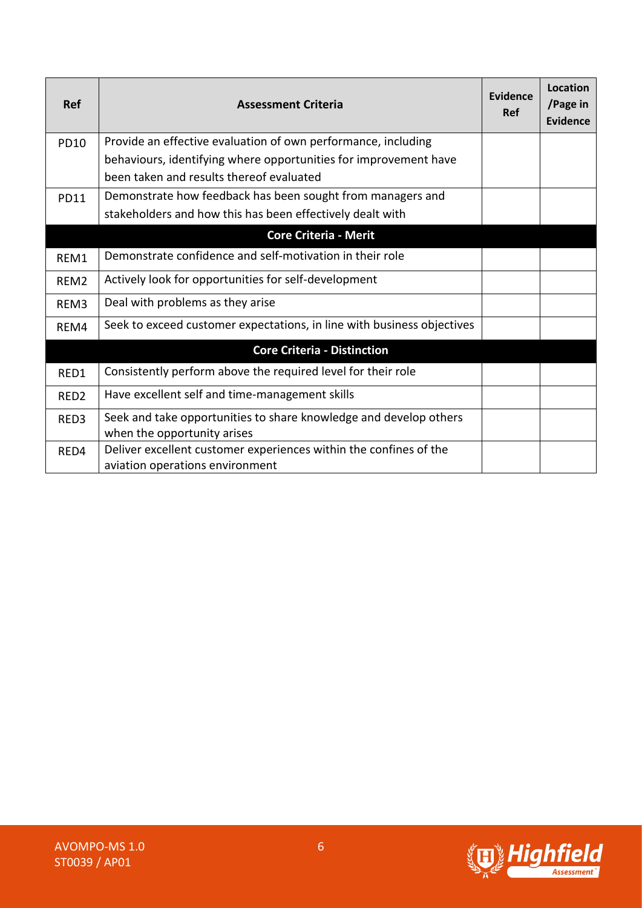| Ref | Assessment Criteria | Evidence Ref | Location /Page in Evidence |
|---|---|---|---|
| PD10 | Provide an effective evaluation of own performance, including behaviours, identifying where opportunities for improvement have been taken and results thereof evaluated | | |
| PD11 | Demonstrate how feedback has been sought from managers and stakeholders and how this has been effectively dealt with | | |
| | **Core Criteria - Merit** | | |
| REM1 | Demonstrate confidence and self-motivation in their role | | |
| REM2 | Actively look for opportunities for self-development | | |
| REM3 | Deal with problems as they arise | | |
| REM4 | Seek to exceed customer expectations, in line with business objectives | | |
| | **Core Criteria - Distinction** | | |
| RED1 | Consistently perform above the required level for their role | | |
| RED2 | Have excellent self and time-management skills | | |
| RED3 | Seek and take opportunities to share knowledge and develop others when the opportunity arises | | |
| RED4 | Deliver excellent customer experiences within the confines of the aviation operations environment | | |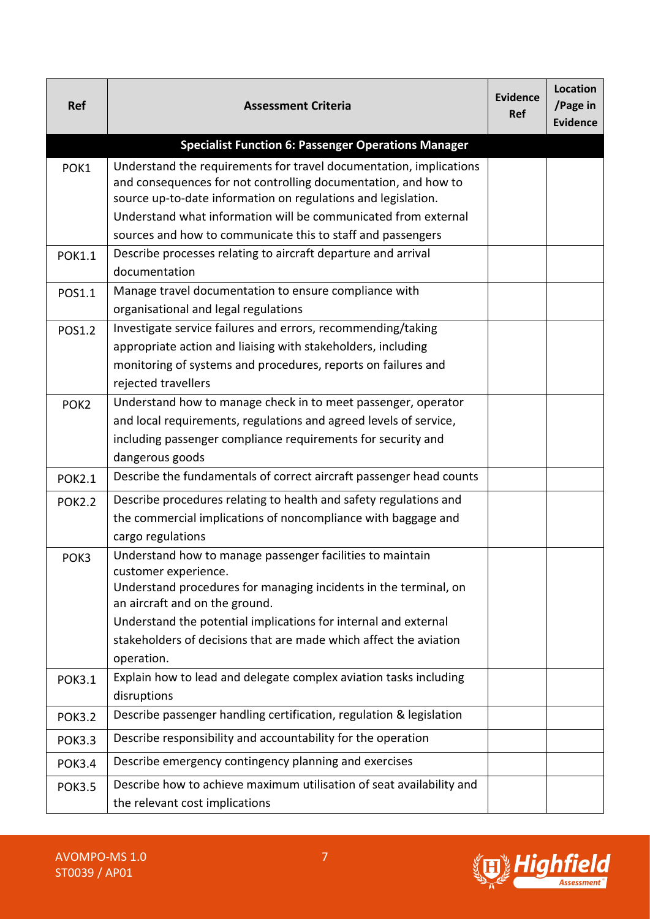| Ref | Assessment Criteria | Evidence Ref | Location /Page in Evidence |
|---|---|---|---|
| | **Specialist Function 6: Passenger Operations Manager** | | |
| POK1 | Understand the requirements for travel documentation, implications and consequences for not controlling documentation, and how to source up-to-date information on regulations and legislation. Understand what information will be communicated from external sources and how to communicate this to staff and passengers | | |
| POK1.1 | Describe processes relating to aircraft departure and arrival documentation | | |
| POS1.1 | Manage travel documentation to ensure compliance with organisational and legal regulations | | |
| POS1.2 | Investigate service failures and errors, recommending/taking appropriate action and liaising with stakeholders, including monitoring of systems and procedures, reports on failures and rejected travellers | | |
| POK2 | Understand how to manage check in to meet passenger, operator and local requirements, regulations and agreed levels of service, including passenger compliance requirements for security and dangerous goods | | |
| POK2.1 | Describe the fundamentals of correct aircraft passenger head counts | | |
| POK2.2 | Describe procedures relating to health and safety regulations and the commercial implications of noncompliance with baggage and cargo regulations | | |
| POK3 | Understand how to manage passenger facilities to maintain customer experience. Understand procedures for managing incidents in the terminal, on an aircraft and on the ground. Understand the potential implications for internal and external stakeholders of decisions that are made which affect the aviation operation. | | |
| POK3.1 | Explain how to lead and delegate complex aviation tasks including disruptions | | |
| POK3.2 | Describe passenger handling certification, regulation & legislation | | |
| POK3.3 | Describe responsibility and accountability for the operation | | |
| POK3.4 | Describe emergency contingency planning and exercises | | |
| POK3.5 | Describe how to achieve maximum utilisation of seat availability and the relevant cost implications | | |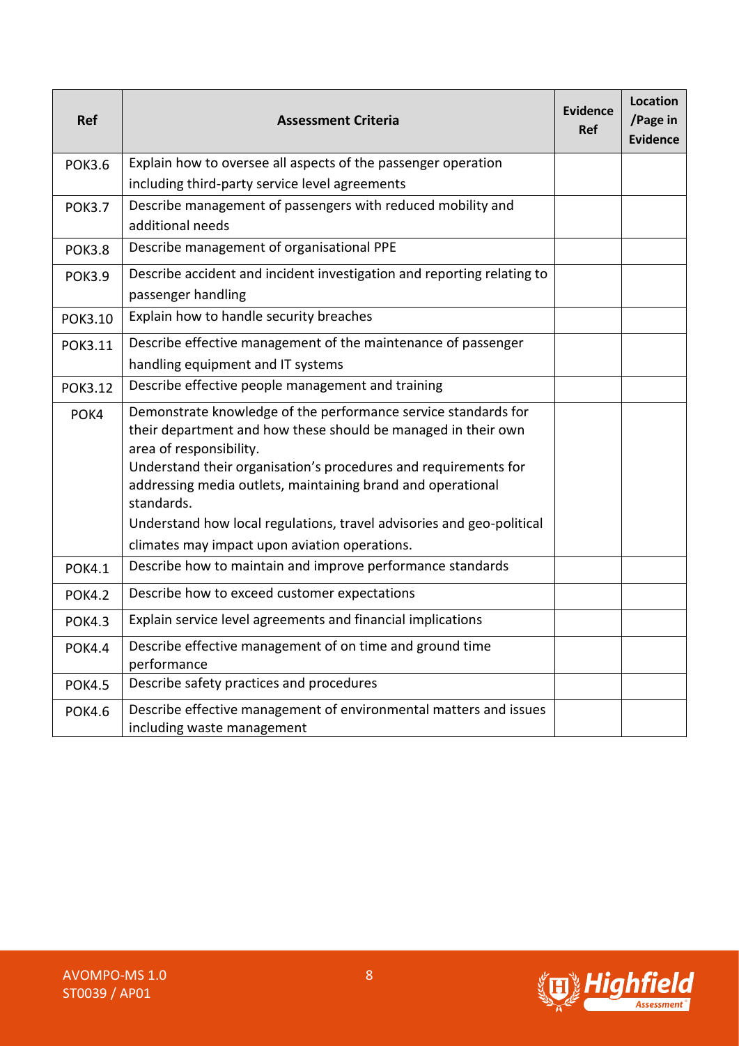| Ref | Assessment Criteria | Evidence Ref | Location /Page in Evidence |
| --- | --- | --- | --- |
| POK3.6 | Explain how to oversee all aspects of the passenger operation including third-party service level agreements | | |
| POK3.7 | Describe management of passengers with reduced mobility and additional needs | | |
| POK3.8 | Describe management of organisational PPE | | |
| POK3.9 | Describe accident and incident investigation and reporting relating to passenger handling | | |
| POK3.10 | Explain how to handle security breaches | | |
| POK3.11 | Describe effective management of the maintenance of passenger handling equipment and IT systems | | |
| POK3.12 | Describe effective people management and training | | |
| POK4 | Demonstrate knowledge of the performance service standards for their department and how these should be managed in their own area of responsibility.<br>Understand their organisation's procedures and requirements for addressing media outlets, maintaining brand and operational standards.<br>Understand how local regulations, travel advisories and geo-political climates may impact upon aviation operations. | | |
| POK4.1 | Describe how to maintain and improve performance standards | | |
| POK4.2 | Describe how to exceed customer expectations | | |
| POK4.3 | Explain service level agreements and financial implications | | |
| POK4.4 | Describe effective management of on time and ground time performance | | |
| POK4.5 | Describe safety practices and procedures | | |
| POK4.6 | Describe effective management of environmental matters and issues including waste management | | |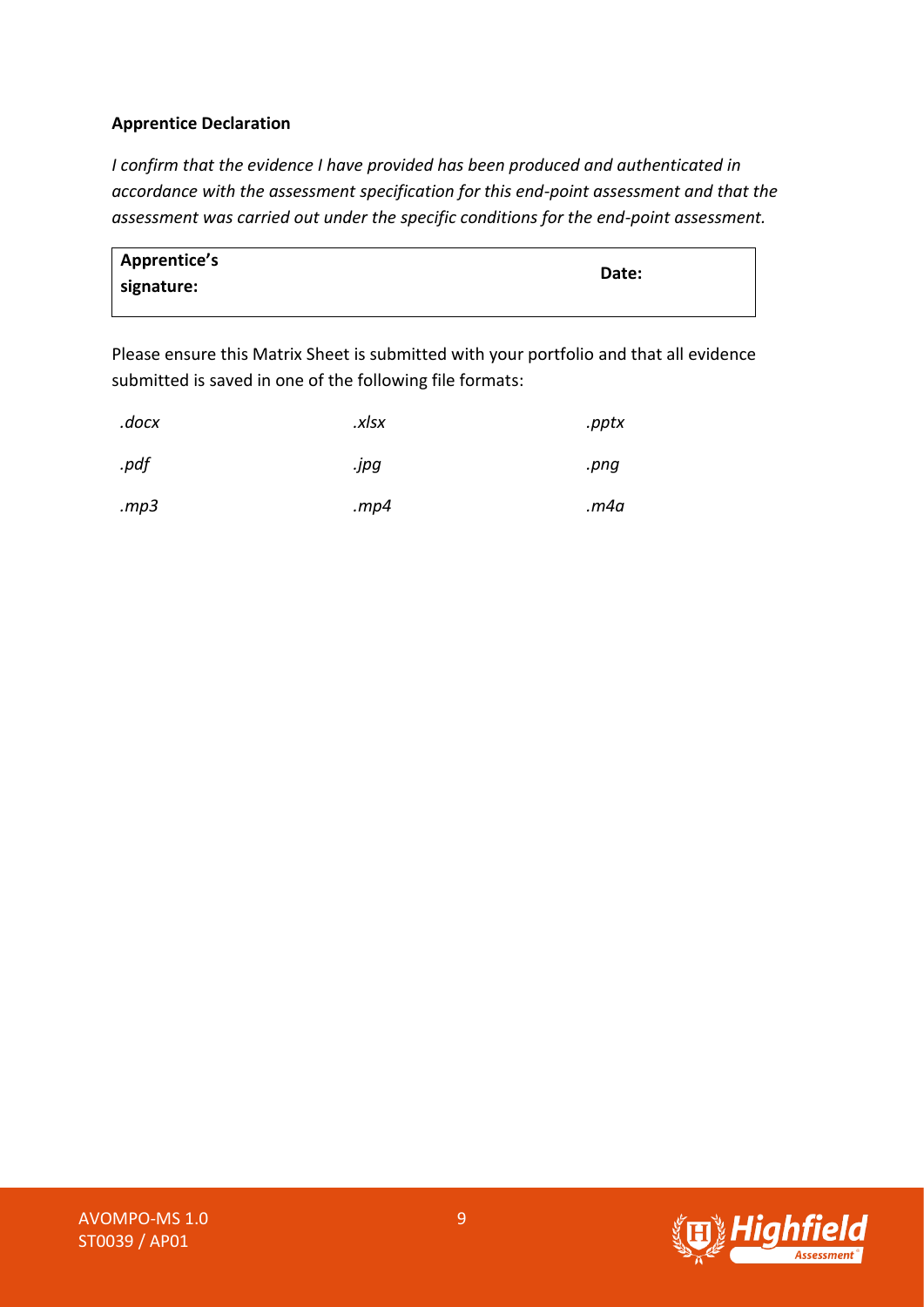**Apprentice Declaration**

*I confirm that the evidence I have provided has been produced and authenticated in accordance with the assessment specification for this end-point assessment and that the assessment was carried out under the specific conditions for the end-point assessment.*

| | | | |
|---|---|---|---|
| **Apprentice's signature:** | | **Date:** | |

Please ensure this Matrix Sheet is submitted with your portfolio and that all evidence submitted is saved in one of the following file formats:

| | | |
|---|---|---|
| *.docx* | *.xlsx* | *.pptx* |
| *.pdf* | *.jpg* | *.png* |
| *.mp3* | *.mp4* | *.m4a* |